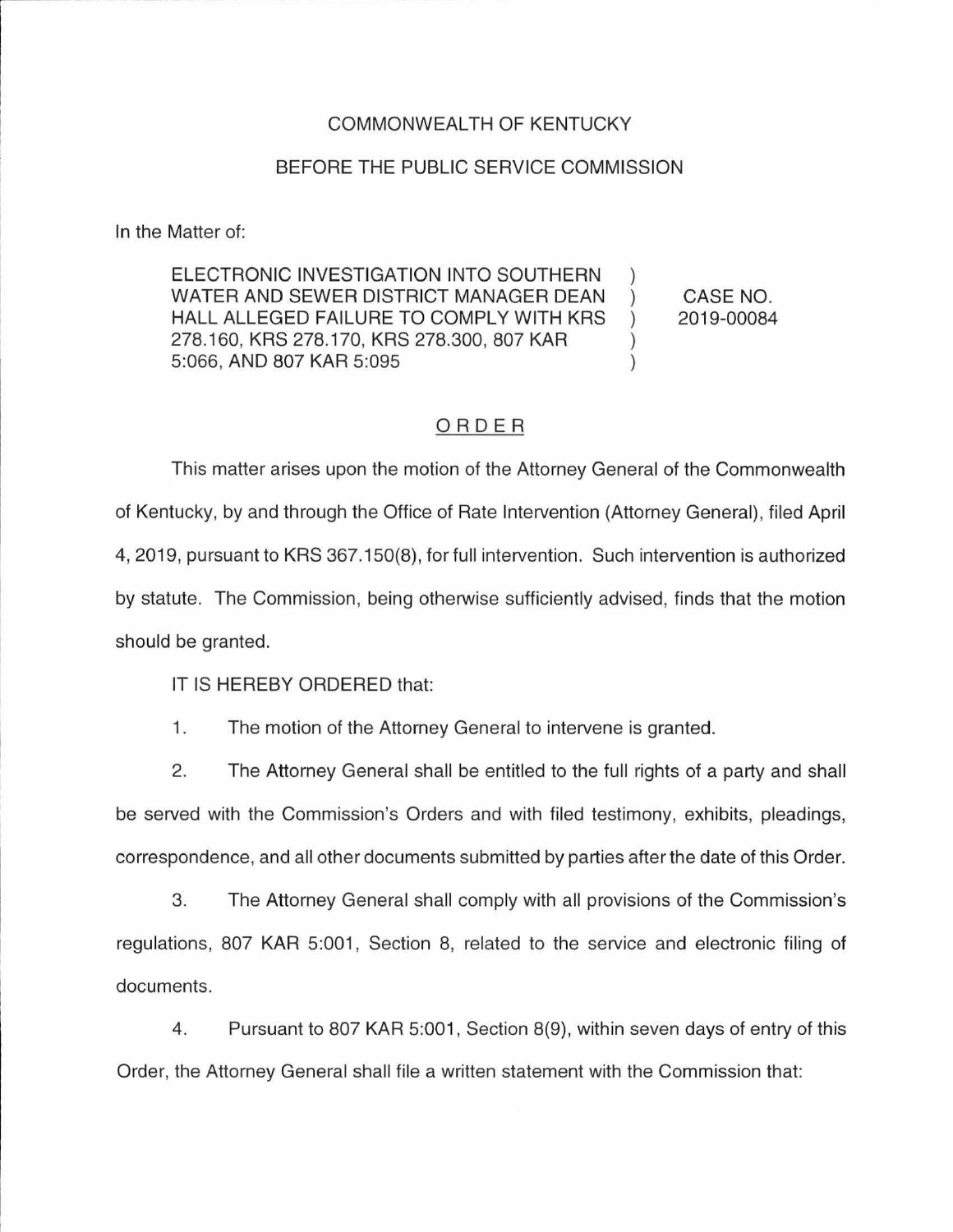COMMONWEALTH OF KENTUCKY

BEFORE THE PUBLIC SERVICE COMMISSION

In the Matter of:

| | | |
|---|---|---|
| ELECTRONIC INVESTIGATION INTO SOUTHERN WATER AND SEWER DISTRICT MANAGER DEAN HALL ALLEGED FAILURE TO COMPLY WITH KRS 278.160, KRS 278.170, KRS 278.300, 807 KAR 5:066, AND 807 KAR 5:095 | ) ) ) ) ) | CASE NO. 2019-00084 |

## ORDER

This matter arises upon the motion of the Attorney General of the Commonwealth of Kentucky, by and through the Office of Rate Intervention (Attorney General), filed April 4, 2019, pursuant to KRS 367.150(8), for full intervention. Such intervention is authorized by statute. The Commission, being otherwise sufficiently advised, finds that the motion should be granted.

IT IS HEREBY ORDERED that:

1. The motion of the Attorney General to intervene is granted.

2. The Attorney General shall be entitled to the full rights of a party and shall be served with the Commission's Orders and with filed testimony, exhibits, pleadings, correspondence, and all other documents submitted by parties after the date of this Order.

3. The Attorney General shall comply with all provisions of the Commission's regulations, 807 KAR 5:001, Section 8, related to the service and electronic filing of documents.

4. Pursuant to 807 KAR 5:001, Section 8(9), within seven days of entry of this Order, the Attorney General shall file a written statement with the Commission that: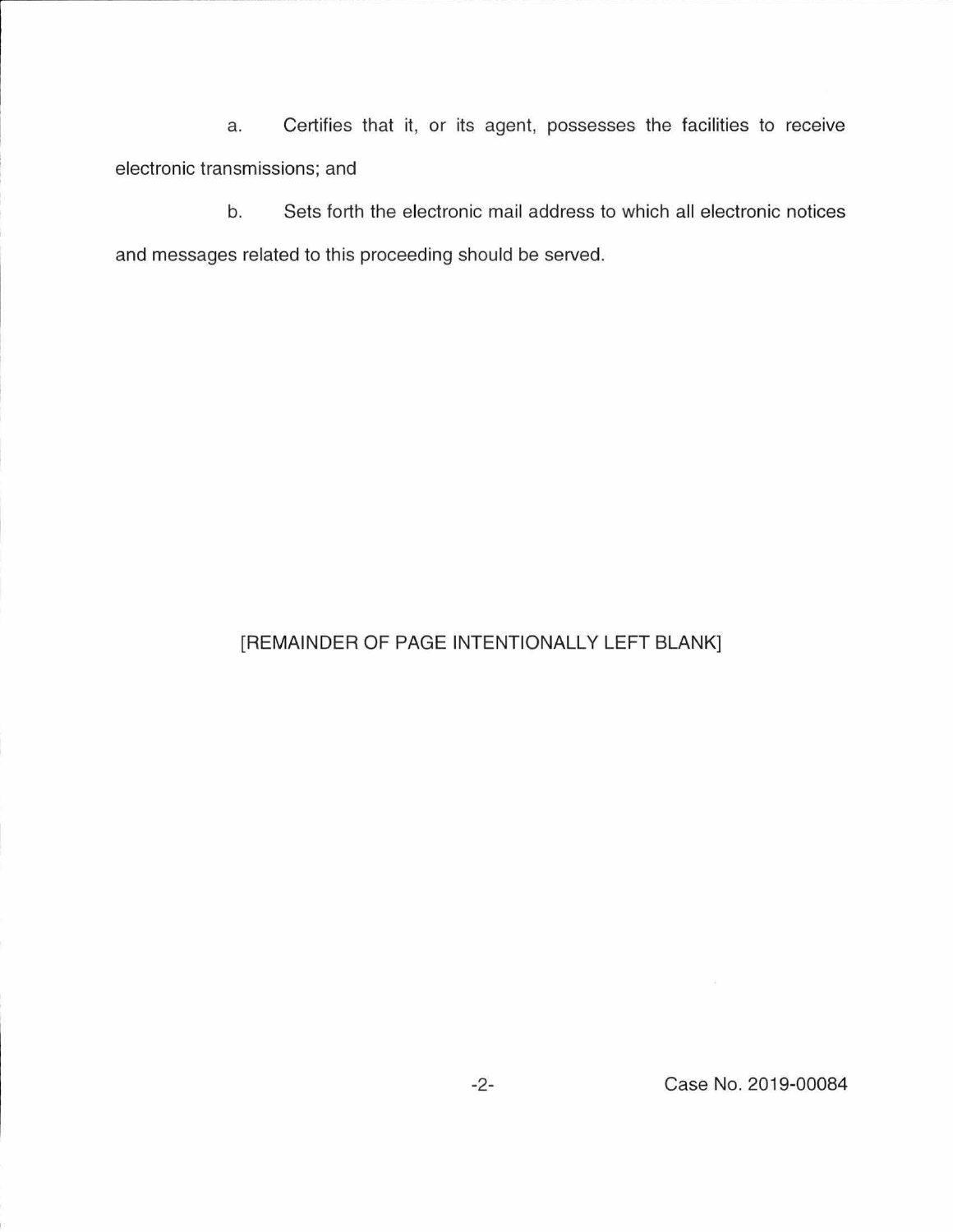a. Certifies that it, or its agent, possesses the facilities to receive electronic transmissions; and

b. Sets forth the electronic mail address to which all electronic notices and messages related to this proceeding should be served.

[REMAINDER OF PAGE INTENTIONALLY LEFT BLANK]

Case No. 2019-00084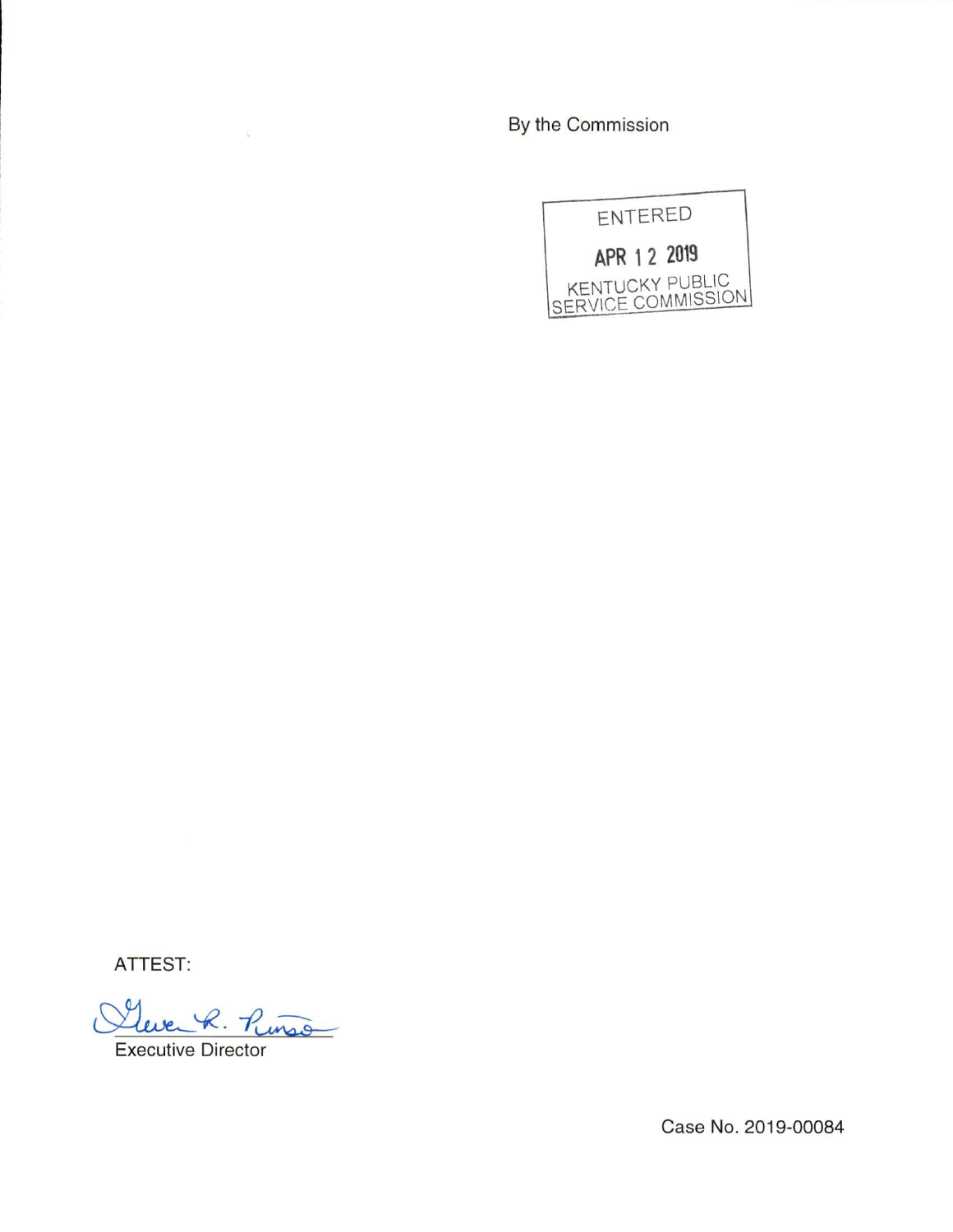By the Commission

ENTERED

APR 12 2019

KENTUCKY PUBLIC SERVICE COMMISSION

ATTEST:

Executive Director

Case No. 2019-00084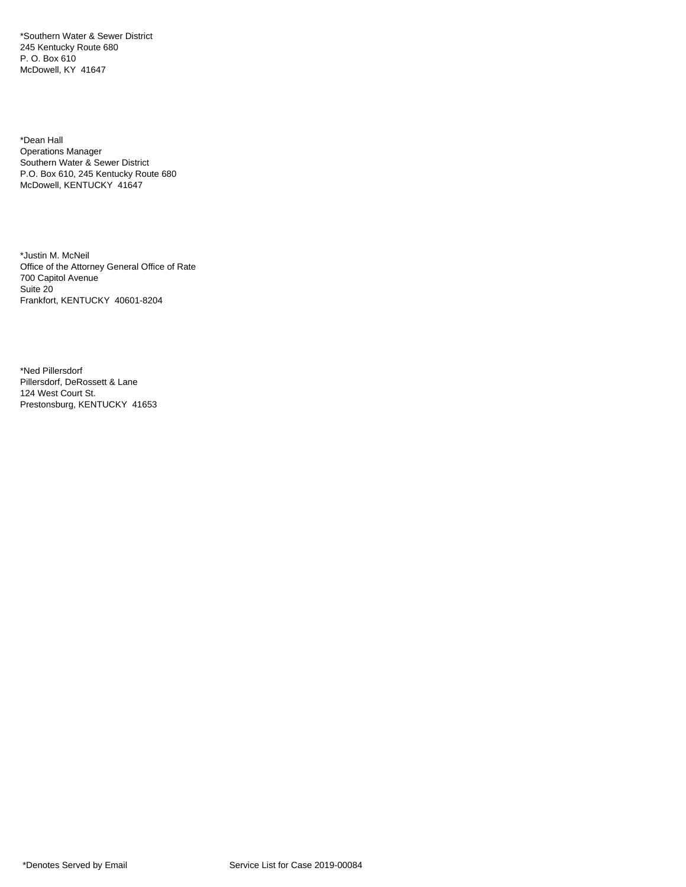*Southern Water & Sewer District
245 Kentucky Route 680
P. O. Box 610
McDowell, KY 41647

*Dean Hall
Operations Manager
Southern Water & Sewer District
P.O. Box 610, 245 Kentucky Route 680
McDowell, KENTUCKY 41647

*Justin M. McNeil
Office of the Attorney General Office of Rate
700 Capitol Avenue
Suite 20
Frankfort, KENTUCKY 40601-8204

*Ned Pillersdorf
Pillersdorf, DeRossett & Lane
124 West Court St.
Prestonsburg, KENTUCKY 41653

*Denotes Served by Email

Service List for Case 2019-00084